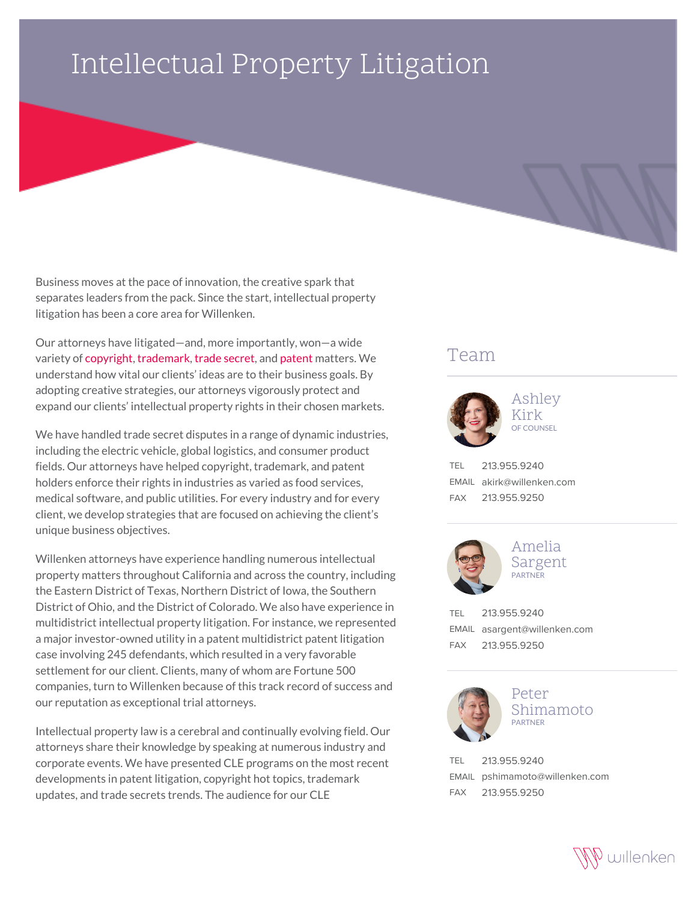# Intellectual Property Litigation

Business moves at the pace of innovation, the creative spark that separates leaders from the pack. Since the start, intellectual property litigation has been a core area for Willenken.

Our attorneys have litigated—and, more importantly, won—a wide variety of copyright, trademark, trade secret, and patent matters. We understand how vital our clients' ideas are to their business goals. By adopting creative strategies, our attorneys vigorously protect and expand our clients' intellectual property rights in their chosen markets.

We have handled trade secret disputes in a range of dynamic industries, including the electric vehicle, global logistics, and consumer product fields. Our attorneys have helped copyright, trademark, and patent holders enforce their rights in industries as varied as food services, medical software, and public utilities. For every industry and for every client, we develop strategies that are focused on achieving the client's unique business objectives.

Willenken attorneys have experience handling numerous intellectual property matters throughout California and across the country, including the Eastern District of Texas, Northern District of Iowa, the Southern District of Ohio, and the District of Colorado. We also have experience in multidistrict intellectual property litigation. For instance, we represented a major investor-owned utility in a patent multidistrict patent litigation case involving 245 defendants, which resulted in a very favorable settlement for our client. Clients, many of whom are Fortune 500 companies, turn to Willenken because of this track record of success and our reputation as exceptional trial attorneys.

Intellectual property law is a cerebral and continually evolving field. Our attorneys share their knowledge by speaking at numerous industry and corporate events. We have presented CLE programs on the most recent developments in patent litigation, copyright hot topics, trademark updates, and trade secrets trends. The audience for our CLE

## Team

### Ashley Kirk
OF COUNSEL

TEL 213.955.9240
EMAIL akirk@willenken.com
FAX 213.955.9250

### Amelia Sargent
PARTNER

TEL 213.955.9240
EMAIL asargent@willenken.com
FAX 213.955.9250

### Peter Shimamoto
PARTNER

TEL 213.955.9240
EMAIL pshimamoto@willenken.com
FAX 213.955.9250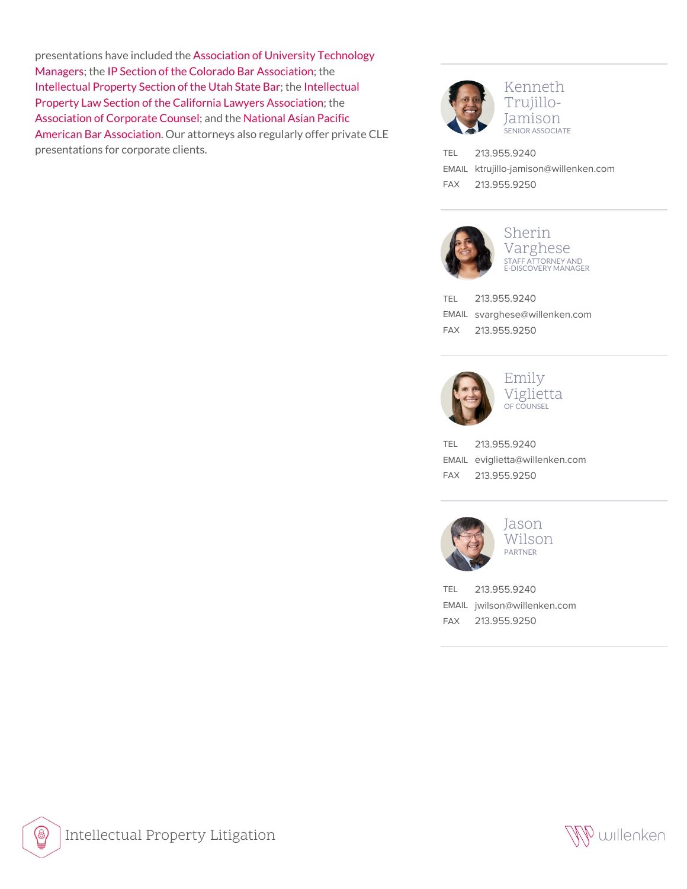presentations have included the Association of University Technology Managers; the IP Section of the Colorado Bar Association; the Intellectual Property Section of the Utah State Bar; the Intellectual Property Law Section of the California Lawyers Association; the Association of Corporate Counsel; and the National Asian Pacific American Bar Association. Our attorneys also regularly offer private CLE presentations for corporate clients.

### Kenneth Trujillo-Jamison

SENIOR ASSOCIATE

TEL 213.955.9240

EMAIL ktrujillo-jamison@willenken.com

FAX 213.955.9250

### Sherin Varghese

STAFF ATTORNEY AND E-DISCOVERY MANAGER

TEL 213.955.9240

EMAIL svarghese@willenken.com

FAX 213.955.9250

### Emily Viglietta

OF COUNSEL

TEL 213.955.9240

EMAIL eviglietta@willenken.com

FAX 213.955.9250

### Jason Wilson

PARTNER

TEL 213.955.9240

EMAIL jwilson@willenken.com

FAX 213.955.9250